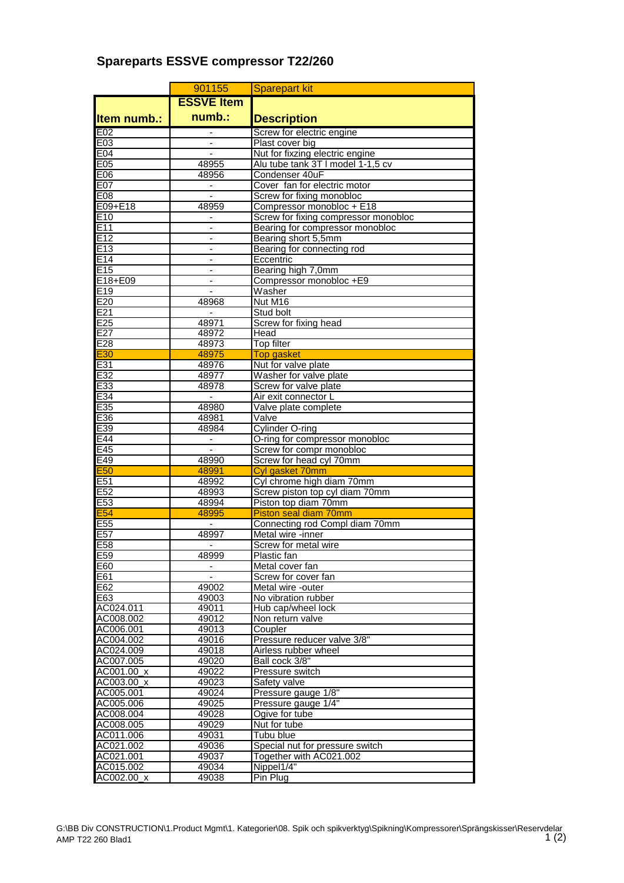# Spareparts ESSVE compressor T22/260

| | 901155 | Sparepart kit |
|---|---|---|
| **Item numb.:** | **ESSVE Item numb.:** | **Description** |
| E02 | - | Screw for electric engine |
| E03 | - | Plast cover big |
| E04 | - | Nut for fixzing electric engine |
| E05 | 48955 | Alu tube tank 3T l model 1-1,5 cv |
| E06 | 48956 | Condenser 40uF |
| E07 | - | Cover fan for electric motor |
| E08 | - | Screw for fixing monobloc |
| E09+E18 | 48959 | Compressor monobloc + E18 |
| E10 | - | Screw for fixing compressor monobloc |
| E11 | - | Bearing for compressor monobloc |
| E12 | - | Bearing short 5,5mm |
| E13 | - | Bearing for connecting rod |
| E14 | - | Eccentric |
| E15 | - | Bearing high 7,0mm |
| E18+E09 | - | Compressor monobloc +E9 |
| E19 | - | Washer |
| E20 | 48968 | Nut M16 |
| E21 | - | Stud bolt |
| E25 | 48971 | Screw for fixing head |
| E27 | 48972 | Head |
| E28 | 48973 | Top filter |
| E30 | 48975 | Top gasket |
| E31 | 48976 | Nut for valve plate |
| E32 | 48977 | Washer for valve plate |
| E33 | 48978 | Screw for valve plate |
| E34 | - | Air exit connector L |
| E35 | 48980 | Valve plate complete |
| E36 | 48981 | Valve |
| E39 | 48984 | Cylinder O-ring |
| E44 | - | O-ring for compressor monobloc |
| E45 | - | Screw for compr monobloc |
| E49 | 48990 | Screw for head cyl 70mm |
| E50 | 48991 | Cyl gasket 70mm |
| E51 | 48992 | Cyl chrome high diam 70mm |
| E52 | 48993 | Screw piston top cyl diam 70mm |
| E53 | 48994 | Piston top diam 70mm |
| E54 | 48995 | Piston seal diam 70mm |
| E55 | - | Connecting rod Compl diam 70mm |
| E57 | 48997 | Metal wire -inner |
| E58 | - | Screw for metal wire |
| E59 | 48999 | Plastic fan |
| E60 | - | Metal cover fan |
| E61 | - | Screw for cover fan |
| E62 | 49002 | Metal wire -outer |
| E63 | 49003 | No vibration rubber |
| AC024.011 | 49011 | Hub cap/wheel lock |
| AC008.002 | 49012 | Non return valve |
| AC006.001 | 49013 | Coupler |
| AC004.002 | 49016 | Pressure reducer valve 3/8" |
| AC024.009 | 49018 | Airless rubber wheel |
| AC007.005 | 49020 | Ball cock 3/8" |
| AC001.00_x | 49022 | Pressure switch |
| AC003.00_x | 49023 | Safety valve |
| AC005.001 | 49024 | Pressure gauge 1/8" |
| AC005.006 | 49025 | Pressure gauge 1/4" |
| AC008.004 | 49028 | Ogive for tube |
| AC008.005 | 49029 | Nut for tube |
| AC011.006 | 49031 | Tubu blue |
| AC021.002 | 49036 | Special nut for pressure switch |
| AC021.001 | 49037 | Together with AC021.002 |
| AC015.002 | 49034 | Nippel1/4" |
| AC002.00_x | 49038 | Pin Plug |

G:\BB Div CONSTRUCTION\1.Product Mgmt\1. Kategorier\08. Spik och spikverktyg\Spikning\Kompressorer\Sprängskisser\Reservdelar AMP T22 260 Blad1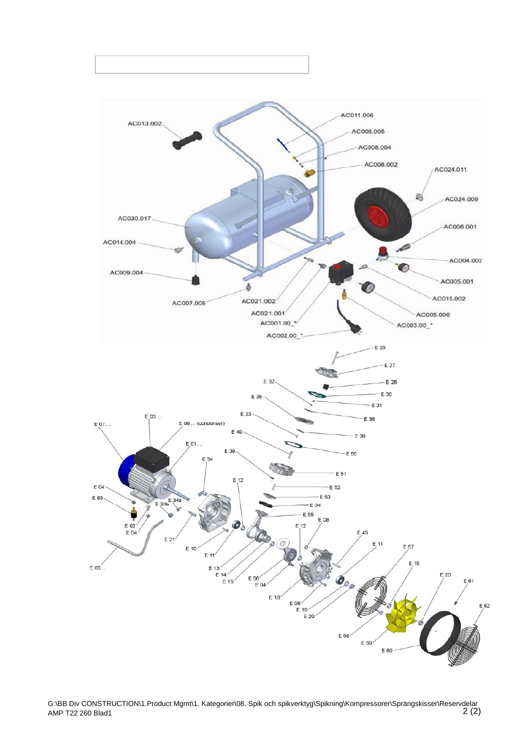AC013.002
AC011.006
AC008.005
AC008.004
AC008.002
AC024.011
AC024.009
AC030.017
AC006.001
AC014.004
AC004.002
AC009.004
AC005.001
AC007.005
AC021.002
AC015.002
AC021.001
AC005.006
AC001.00_*
AC003.00_*
AC002.00_*

E 25
E 27
E 32
E 28
E 30
E 35
E 31
E 33
E 36
E 03....
E 07....
E 06.... (condenser)
E 49
E 38
E 01....
E 39
E 50
E 34
E 51
E 12
E 04
E 52
E 63
E 53
E 34b
E 34a
E 54
E 55
E 08
E 02
E 12
E 04
E 45
E 21
E 11
E 57
E 10
E 11
E 15
E 05...
E 13
E 20
E 14
E 61
E 56
E 15
E 04
E 18
E 62
E 08
E 19
E 20
E 58
E 59
E 60